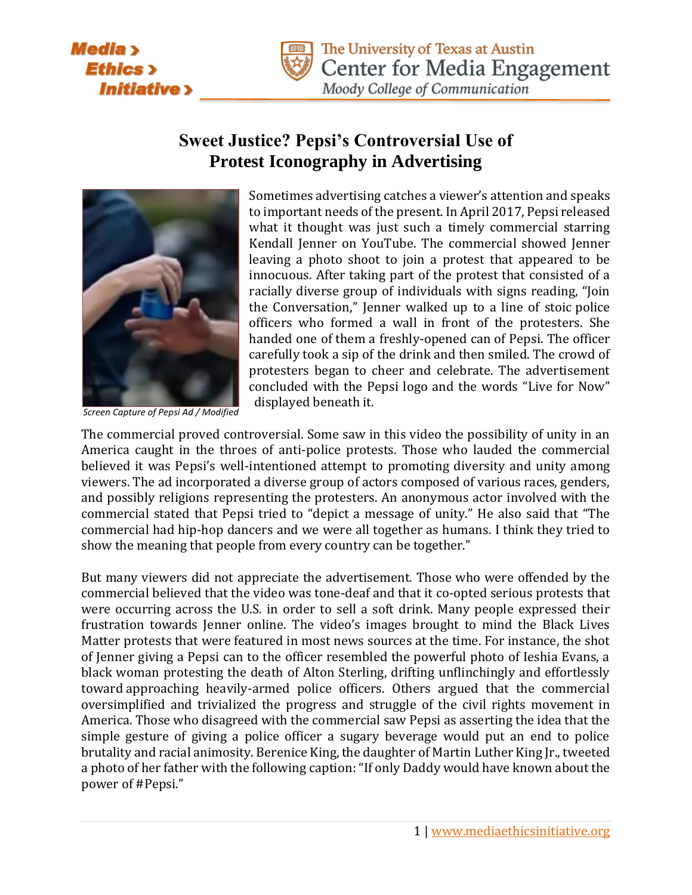# Sweet Justice? Pepsi's Controversial Use of Protest Iconography in Advertising

*Screen Capture of Pepsi Ad / Modified*

Sometimes advertising catches a viewer's attention and speaks to important needs of the present. In April 2017, Pepsi released what it thought was just such a timely commercial starring Kendall Jenner on YouTube. The commercial showed Jenner leaving a photo shoot to join a protest that appeared to be innocuous. After taking part of the protest that consisted of a racially diverse group of individuals with signs reading, "Join the Conversation," Jenner walked up to a line of stoic police officers who formed a wall in front of the protesters. She handed one of them a freshly-opened can of Pepsi. The officer carefully took a sip of the drink and then smiled. The crowd of protesters began to cheer and celebrate. The advertisement concluded with the Pepsi logo and the words "Live for Now" displayed beneath it.

The commercial proved controversial. Some saw in this video the possibility of unity in an America caught in the throes of anti-police protests. Those who lauded the commercial believed it was Pepsi's well-intentioned attempt to promoting diversity and unity among viewers. The ad incorporated a diverse group of actors composed of various races, genders, and possibly religions representing the protesters. An anonymous actor involved with the commercial stated that Pepsi tried to "depict a message of unity." He also said that "The commercial had hip-hop dancers and we were all together as humans. I think they tried to show the meaning that people from every country can be together."

But many viewers did not appreciate the advertisement. Those who were offended by the commercial believed that the video was tone-deaf and that it co-opted serious protests that were occurring across the U.S. in order to sell a soft drink. Many people expressed their frustration towards Jenner online. The video's images brought to mind the Black Lives Matter protests that were featured in most news sources at the time. For instance, the shot of Jenner giving a Pepsi can to the officer resembled the powerful photo of Ieshia Evans, a black woman protesting the death of Alton Sterling, drifting unflinchingly and effortlessly toward approaching heavily-armed police officers. Others argued that the commercial oversimplified and trivialized the progress and struggle of the civil rights movement in America. Those who disagreed with the commercial saw Pepsi as asserting the idea that the simple gesture of giving a police officer a sugary beverage would put an end to police brutality and racial animosity. Berenice King, the daughter of Martin Luther King Jr., tweeted a photo of her father with the following caption: "If only Daddy would have known about the power of #Pepsi."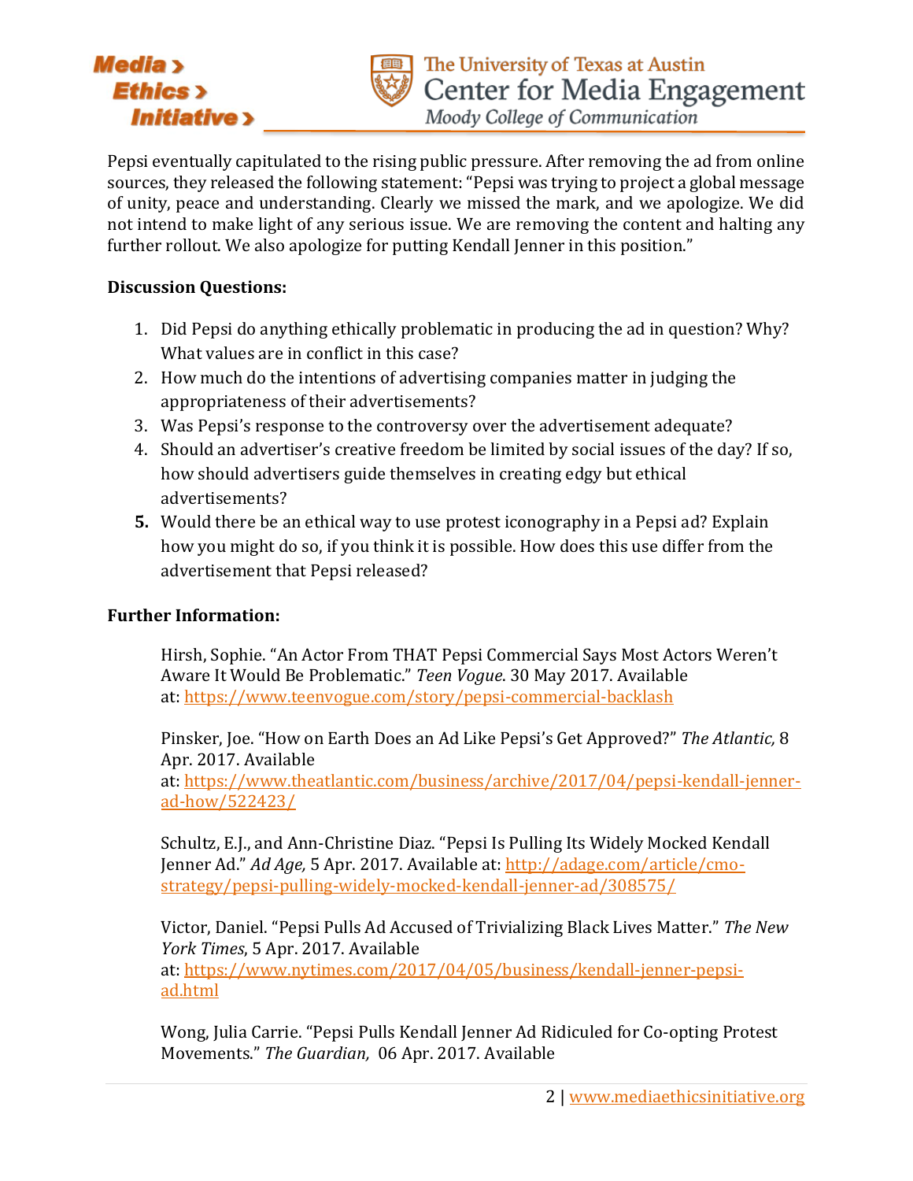Pepsi eventually capitulated to the rising public pressure. After removing the ad from online sources, they released the following statement: "Pepsi was trying to project a global message of unity, peace and understanding. Clearly we missed the mark, and we apologize. We did not intend to make light of any serious issue. We are removing the content and halting any further rollout. We also apologize for putting Kendall Jenner in this position."

**Discussion Questions:**

1. Did Pepsi do anything ethically problematic in producing the ad in question? Why? What values are in conflict in this case?
2. How much do the intentions of advertising companies matter in judging the appropriateness of their advertisements?
3. Was Pepsi's response to the controversy over the advertisement adequate?
4. Should an advertiser's creative freedom be limited by social issues of the day? If so, how should advertisers guide themselves in creating edgy but ethical advertisements?
5. Would there be an ethical way to use protest iconography in a Pepsi ad? Explain how you might do so, if you think it is possible. How does this use differ from the advertisement that Pepsi released?

**Further Information:**

Hirsh, Sophie. "An Actor From THAT Pepsi Commercial Says Most Actors Weren't Aware It Would Be Problematic." *Teen Vogue*. 30 May 2017. Available at: https://www.teenvogue.com/story/pepsi-commercial-backlash

Pinsker, Joe. "How on Earth Does an Ad Like Pepsi's Get Approved?" *The Atlantic,* 8 Apr. 2017. Available at: https://www.theatlantic.com/business/archive/2017/04/pepsi-kendall-jenner-ad-how/522423/

Schultz, E.J., and Ann-Christine Diaz. "Pepsi Is Pulling Its Widely Mocked Kendall Jenner Ad." *Ad Age,* 5 Apr. 2017. Available at: http://adage.com/article/cmo-strategy/pepsi-pulling-widely-mocked-kendall-jenner-ad/308575/

Victor, Daniel. "Pepsi Pulls Ad Accused of Trivializing Black Lives Matter." *The New York Times*, 5 Apr. 2017. Available at: https://www.nytimes.com/2017/04/05/business/kendall-jenner-pepsi-ad.html

Wong, Julia Carrie. "Pepsi Pulls Kendall Jenner Ad Ridiculed for Co-opting Protest Movements." *The Guardian,* 06 Apr. 2017. Available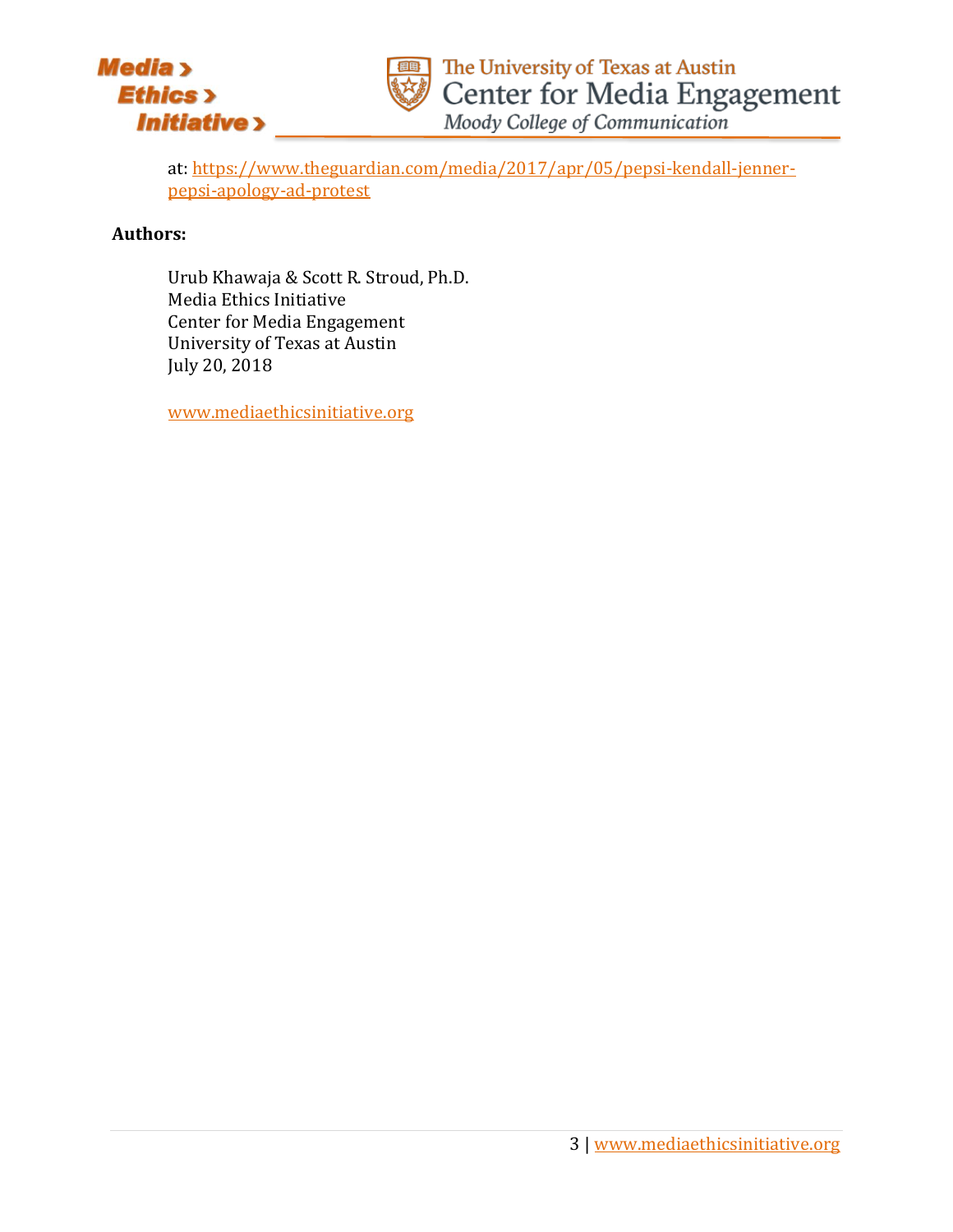at: https://www.theguardian.com/media/2017/apr/05/pepsi-kendall-jenner-pepsi-apology-ad-protest

**Authors:**

Urub Khawaja & Scott R. Stroud, Ph.D.
Media Ethics Initiative
Center for Media Engagement
University of Texas at Austin
July 20, 2018

www.mediaethicsinitiative.org